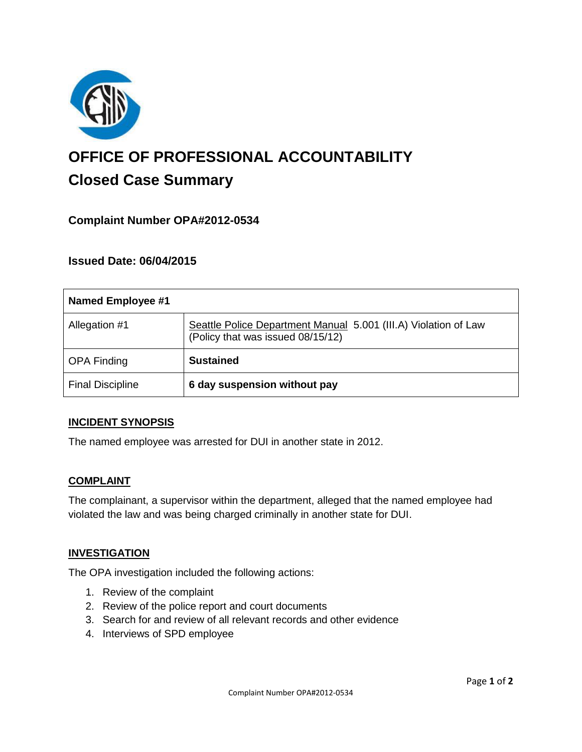# OFFICE OF PROFESSIONAL ACCOUNTABILITY

## Closed Case Summary

### Complaint Number OPA#2012-0534

### Issued Date: 06/04/2015

| Named Employee #1 | |
|---|---|
| Allegation #1 | Seattle Police Department Manual 5.001 (III.A) Violation of Law (Policy that was issued 08/15/12) |
| OPA Finding | **Sustained** |
| Final Discipline | **6 day suspension without pay** |

**INCIDENT SYNOPSIS**

The named employee was arrested for DUI in another state in 2012.

**COMPLAINT**

The complainant, a supervisor within the department, alleged that the named employee had violated the law and was being charged criminally in another state for DUI.

**INVESTIGATION**

The OPA investigation included the following actions:

1. Review of the complaint
2. Review of the police report and court documents
3. Search for and review of all relevant records and other evidence
4. Interviews of SPD employee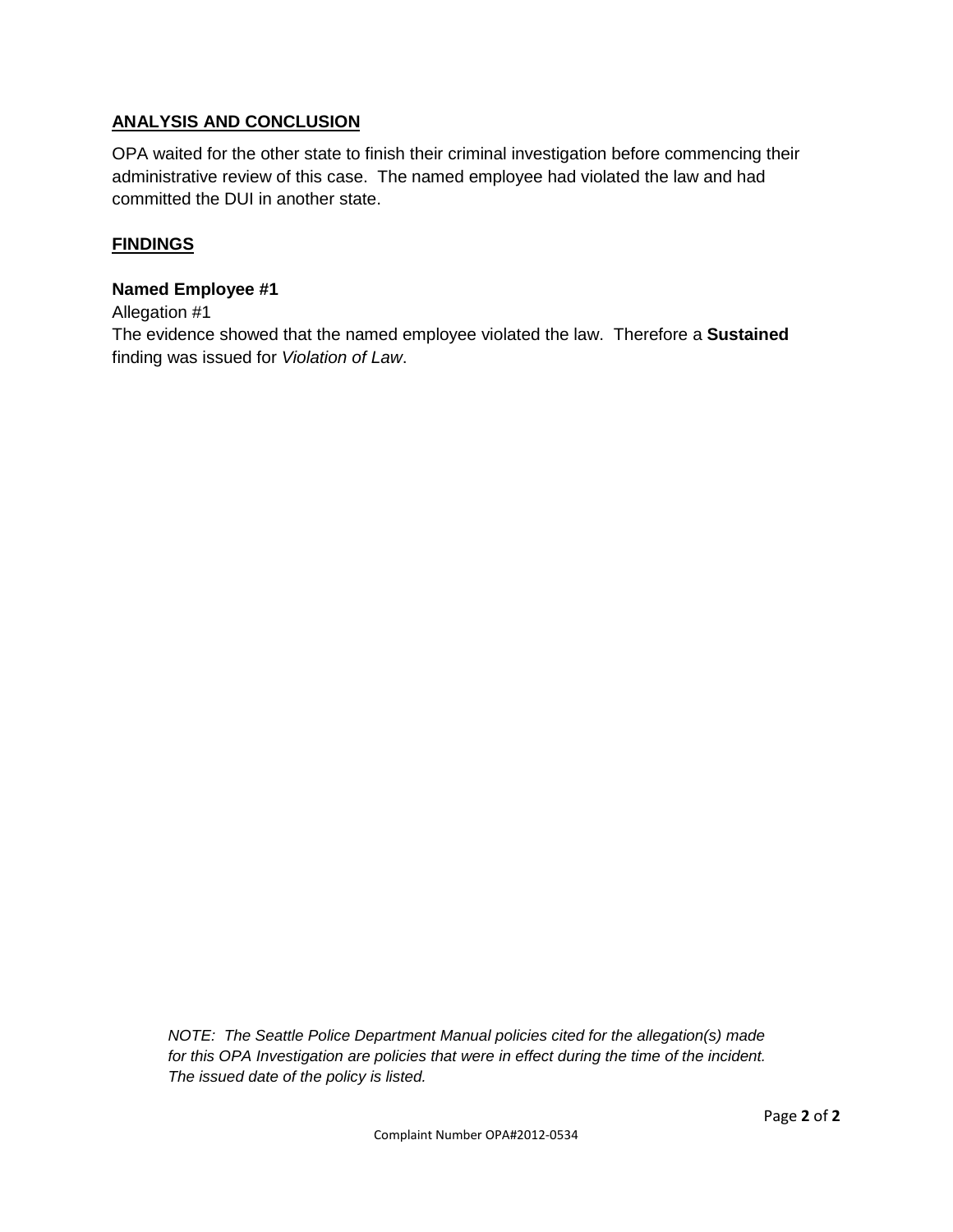## ANALYSIS AND CONCLUSION

OPA waited for the other state to finish their criminal investigation before commencing their administrative review of this case. The named employee had violated the law and had committed the DUI in another state.

## FINDINGS

**Named Employee #1**

Allegation #1

The evidence showed that the named employee violated the law. Therefore a **Sustained** finding was issued for *Violation of Law*.

*NOTE: The Seattle Police Department Manual policies cited for the allegation(s) made for this OPA Investigation are policies that were in effect during the time of the incident. The issued date of the policy is listed.*

Complaint Number OPA#2012-0534